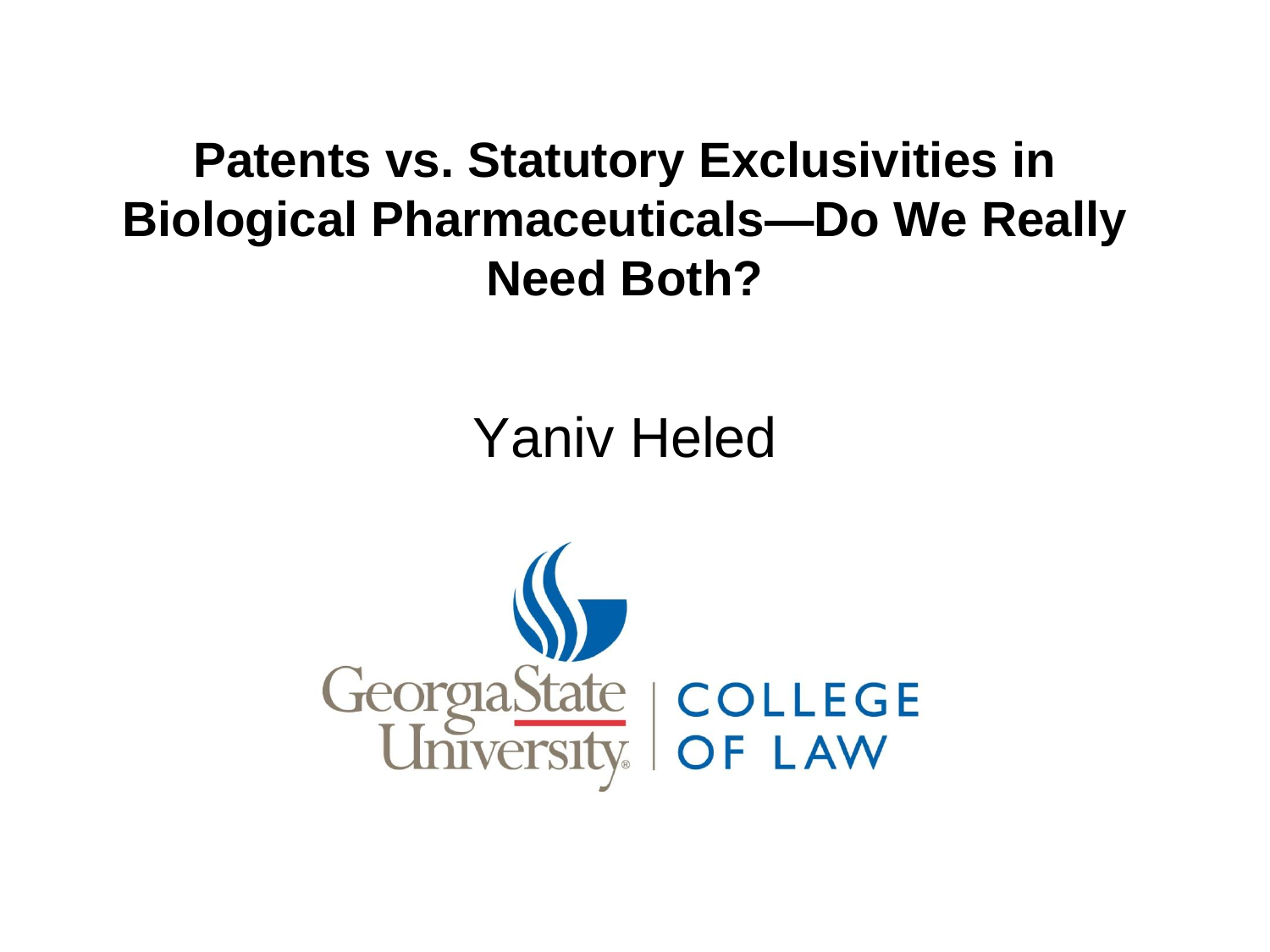# Patents vs. Statutory Exclusivities in Biological Pharmaceuticals—Do We Really Need Both?

Yaniv Heled

Georgia State University | COLLEGE OF LAW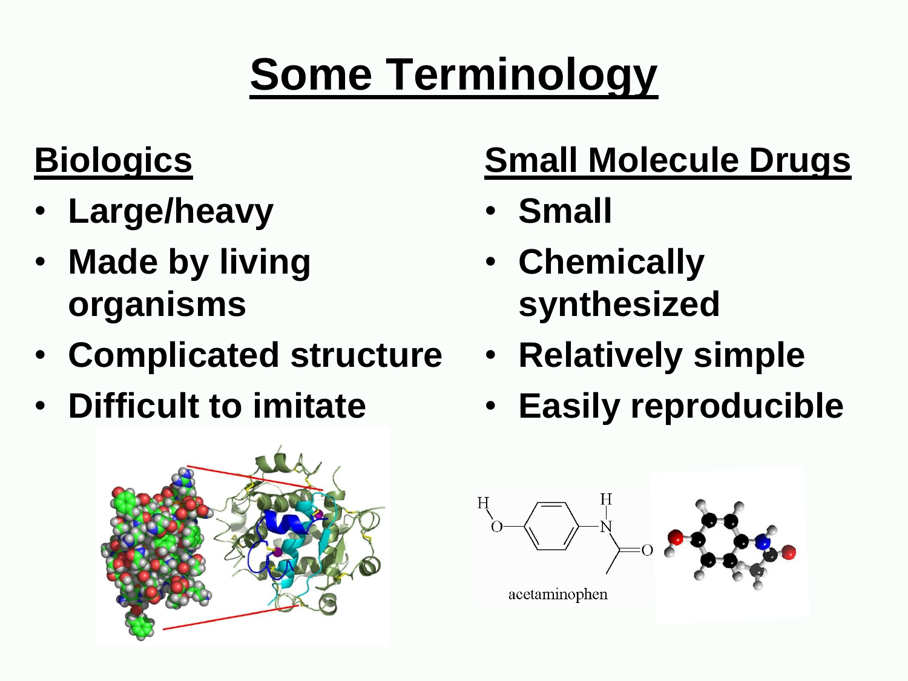# Some Terminology

## Biologics

- Large/heavy
- Made by living organisms
- Complicated structure
- Difficult to imitate

## Small Molecule Drugs

- Small
- Chemically synthesized
- Relatively simple
- Easily reproducible

acetaminophen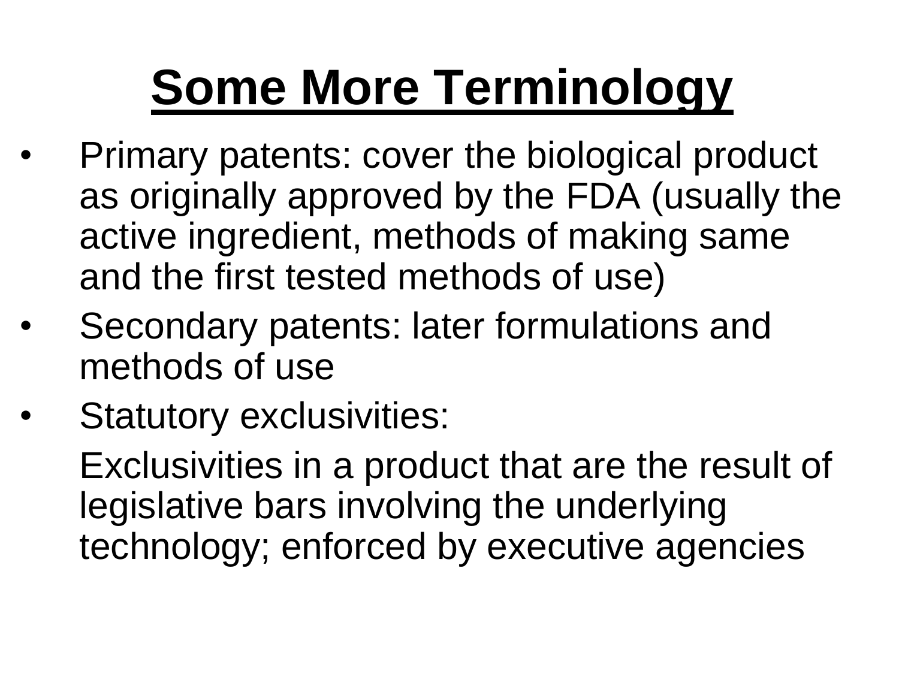# Some More Terminology

- Primary patents: cover the biological product as originally approved by the FDA (usually the active ingredient, methods of making same and the first tested methods of use)
- Secondary patents: later formulations and methods of use
- Statutory exclusivities:

  Exclusivities in a product that are the result of legislative bars involving the underlying technology; enforced by executive agencies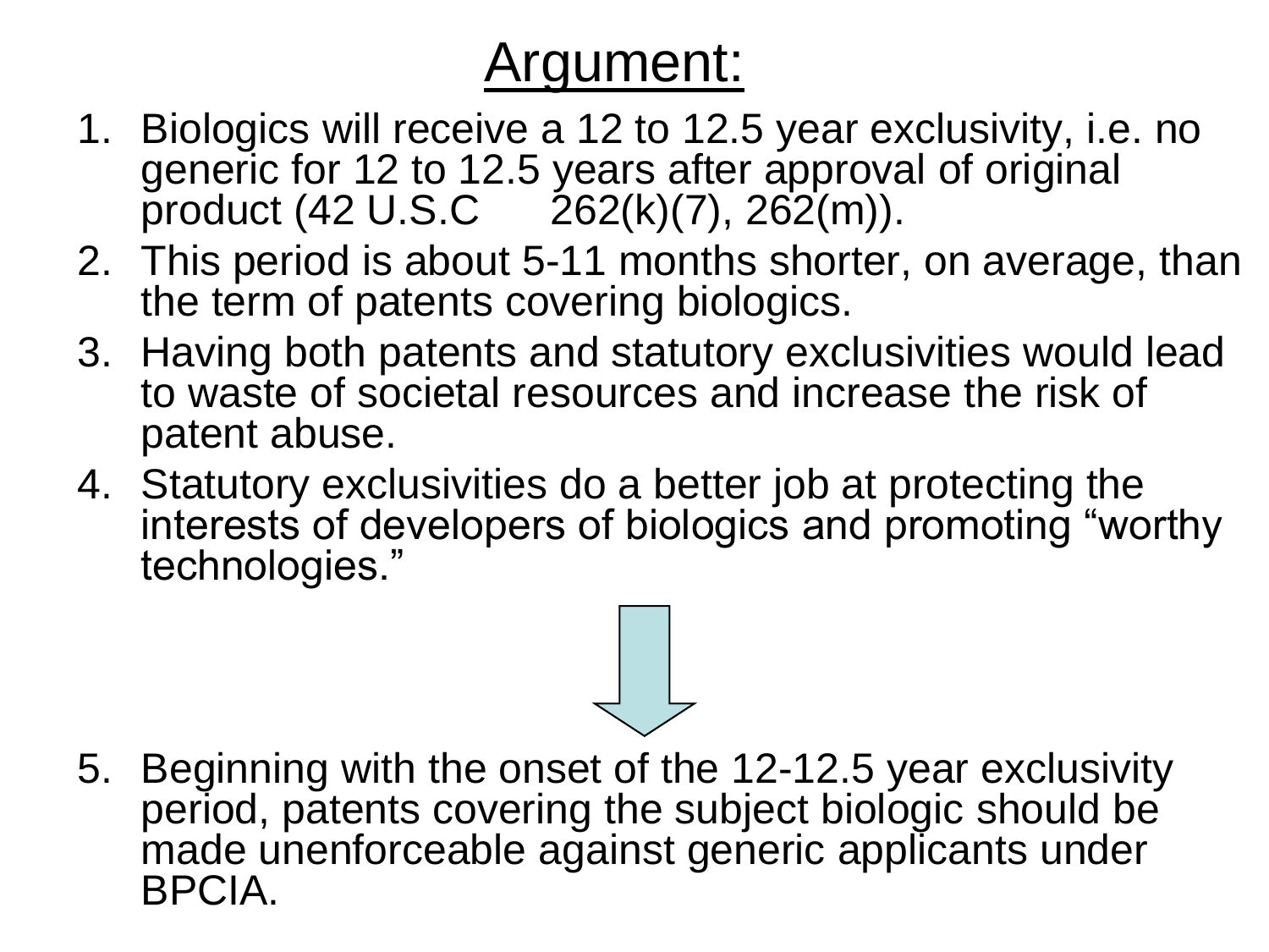# Argument:

1. Biologics will receive a 12 to 12.5 year exclusivity, i.e. no generic for 12 to 12.5 years after approval of original product (42 U.S.C  262(k)(7), 262(m)).
2. This period is about 5-11 months shorter, on average, than the term of patents covering biologics.
3. Having both patents and statutory exclusivities would lead to waste of societal resources and increase the risk of patent abuse.
4. Statutory exclusivities do a better job at protecting the interests of developers of biologics and promoting "worthy technologies."

↓

5. Beginning with the onset of the 12-12.5 year exclusivity period, patents covering the subject biologic should be made unenforceable against generic applicants under BPCIA.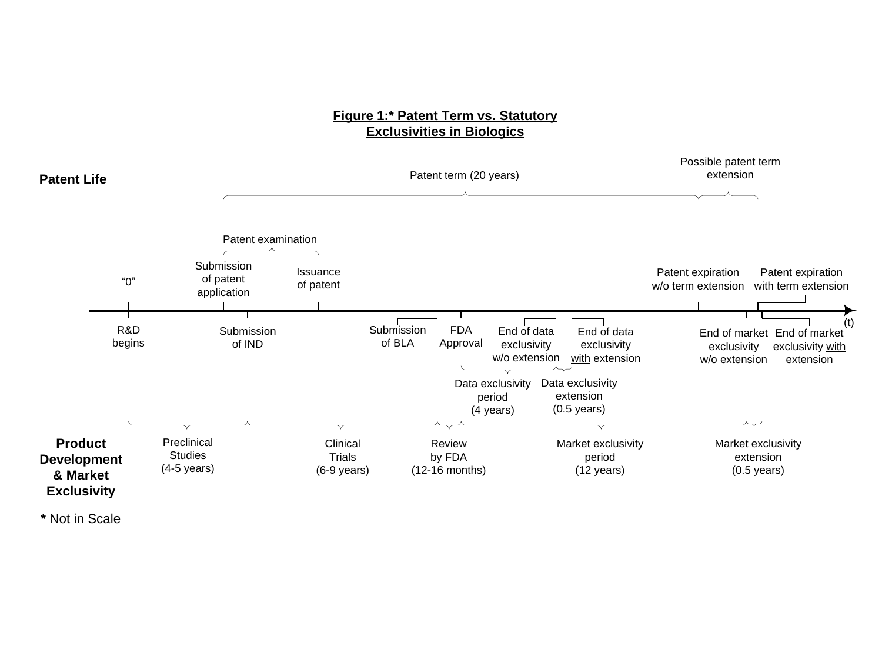**Figure 1:* Patent Term vs. Statutory Exclusivities in Biologics**

**Patent Life**

Patent term (20 years)

Possible patent term extension

Patent examination

"0"

Submission of patent application

Issuance of patent

Patent expiration w/o term extension

Patent expiration with term extension

(t)

R&D begins

Submission of IND

Submission of BLA

FDA Approval

End of data exclusivity w/o extension

End of data exclusivity with extension

End of market exclusivity w/o extension

End of market exclusivity with extension

Data exclusivity period (4 years)

Data exclusivity extension (0.5 years)

**Product Development & Market Exclusivity**

Preclinical Studies (4-5 years)

Clinical Trials (6-9 years)

Review by FDA (12-16 months)

Market exclusivity period (12 years)

Market exclusivity extension (0.5 years)

**\*** Not in Scale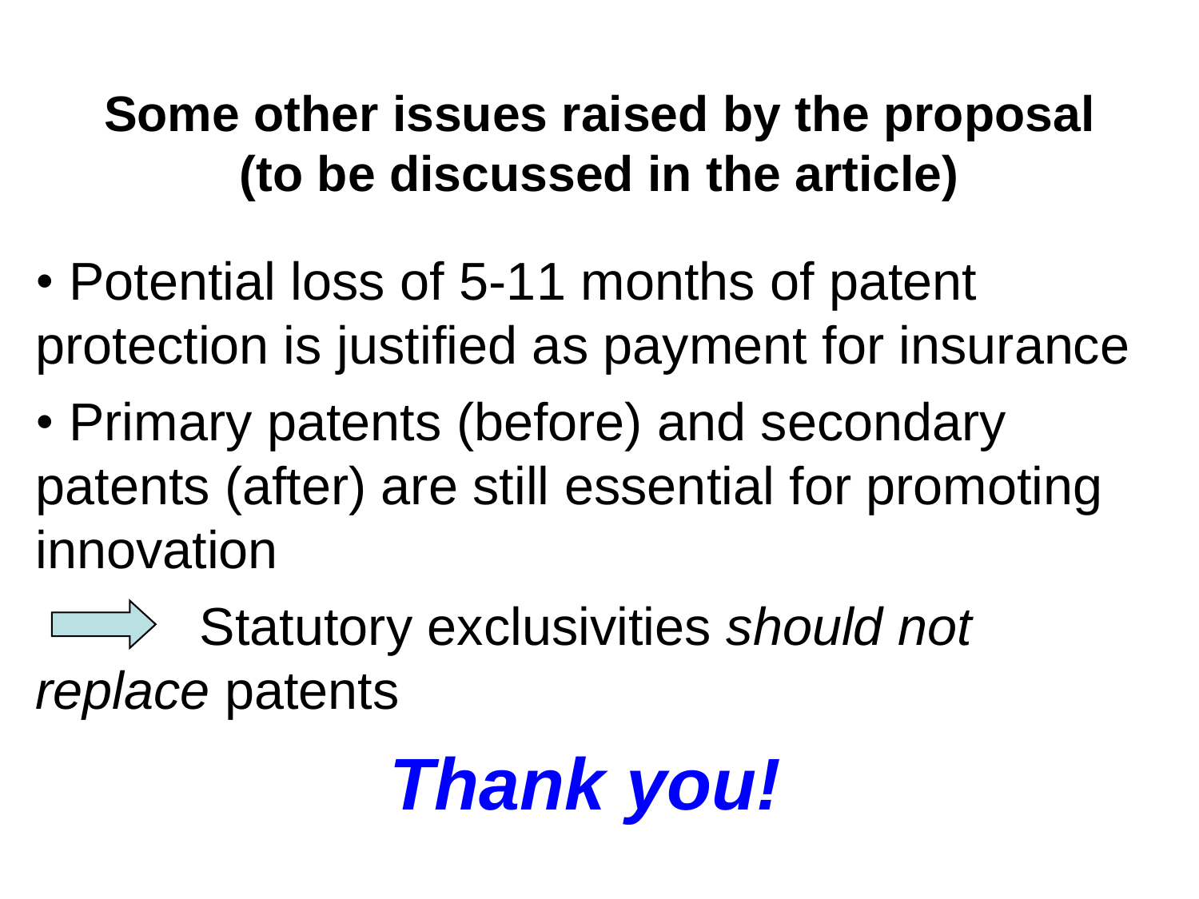## Some other issues raised by the proposal (to be discussed in the article)

- Potential loss of 5-11 months of patent protection is justified as payment for insurance
- Primary patents (before) and secondary patents (after) are still essential for promoting innovation

⇨ Statutory exclusivities *should not replace* patents

***Thank you!***